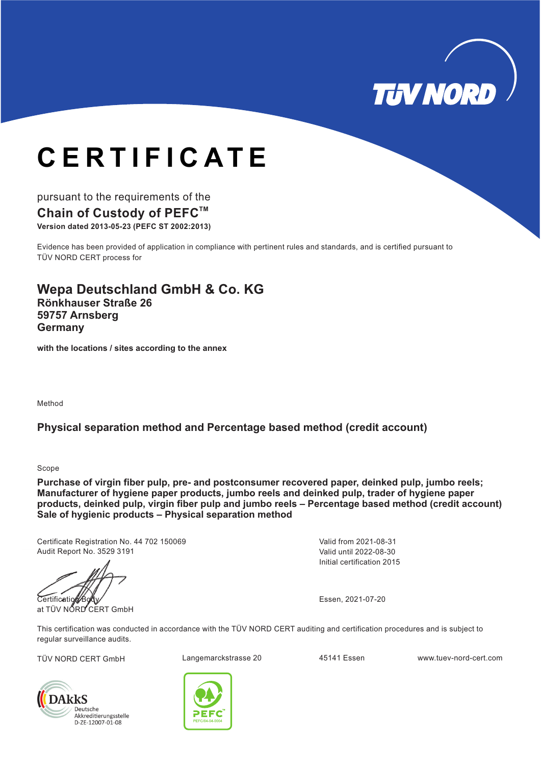TÜV NORD

# CERTIFICATE

pursuant to the requirements of the

## Chain of Custody of PEFC™

**Version dated 2013-05-23 (PEFC ST 2002:2013)**

Evidence has been provided of application in compliance with pertinent rules and standards, and is certified pursuant to TÜV NORD CERT process for

## Wepa Deutschland GmbH & Co. KG

**Rönkhauser Straße 26**
**59757 Arnsberg**
**Germany**

**with the locations / sites according to the annex**

Method

**Physical separation method and Percentage based method (credit account)**

Scope

**Purchase of virgin fiber pulp, pre- and postconsumer recovered paper, deinked pulp, jumbo reels; Manufacturer of hygiene paper products, jumbo reels and deinked pulp, trader of hygiene paper products, deinked pulp, virgin fiber pulp and jumbo reels – Percentage based method (credit account)**
**Sale of hygienic products – Physical separation method**

Certificate Registration No. 44 702 150069
Audit Report No. 3529 3191

Valid from 2021-08-31
Valid until 2022-08-30
Initial certification 2015

Certification Body
at TÜV NORD CERT GmbH

Essen, 2021-07-20

This certification was conducted in accordance with the TÜV NORD CERT auditing and certification procedures and is subject to regular surveillance audits.

TÜV NORD CERT GmbH | Langemarckstrasse 20 | 45141 Essen | www.tuev-nord-cert.com

DAkkS Deutsche Akkreditierungsstelle D-ZE-12007-01-08

PEFC PEFC/04-04-0004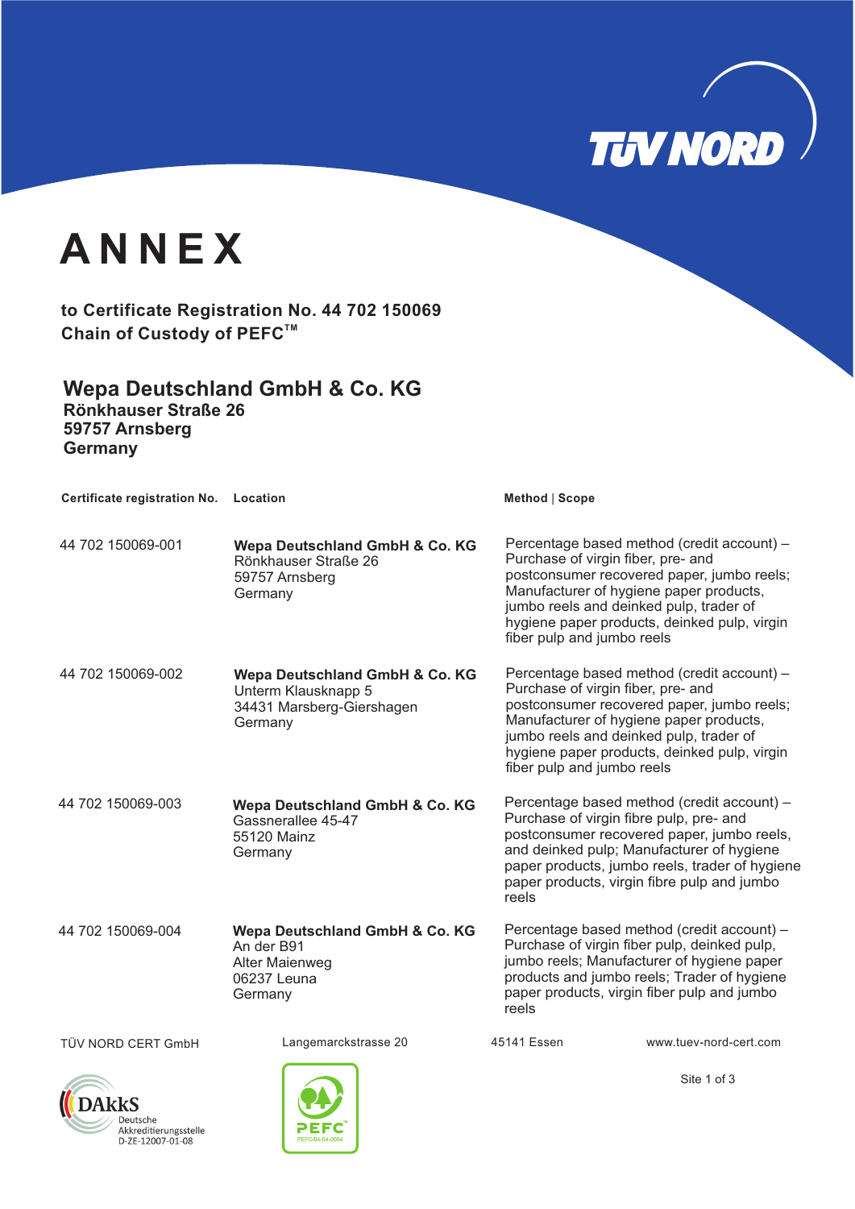# ANNEX

**to Certificate Registration No. 44 702 150069**
**Chain of Custody of PEFC™**

## Wepa Deutschland GmbH & Co. KG
**Rönkhauser Straße 26**
**59757 Arnsberg**
**Germany**

| Certificate registration No. | Location | Method \| Scope |
|---|---|---|
| 44 702 150069-001 | **Wepa Deutschland GmbH & Co. KG**<br>Rönkhauser Straße 26<br>59757 Arnsberg<br>Germany | Percentage based method (credit account) – Purchase of virgin fiber, pre- and postconsumer recovered paper, jumbo reels; Manufacturer of hygiene paper products, jumbo reels and deinked pulp, trader of hygiene paper products, deinked pulp, virgin fiber pulp and jumbo reels |
| 44 702 150069-002 | **Wepa Deutschland GmbH & Co. KG**<br>Unterm Klausknapp 5<br>34431 Marsberg-Giershagen<br>Germany | Percentage based method (credit account) – Purchase of virgin fiber, pre- and postconsumer recovered paper, jumbo reels; Manufacturer of hygiene paper products, jumbo reels and deinked pulp, trader of hygiene paper products, deinked pulp, virgin fiber pulp and jumbo reels |
| 44 702 150069-003 | **Wepa Deutschland GmbH & Co. KG**<br>Gassnerallee 45-47<br>55120 Mainz<br>Germany | Percentage based method (credit account) – Purchase of virgin fibre pulp, pre- and postconsumer recovered paper, jumbo reels, and deinked pulp; Manufacturer of hygiene paper products, jumbo reels, trader of hygiene paper products, virgin fibre pulp and jumbo reels |
| 44 702 150069-004 | **Wepa Deutschland GmbH & Co. KG**<br>An der B91<br>Alter Maienweg<br>06237 Leuna<br>Germany | Percentage based method (credit account) – Purchase of virgin fiber pulp, deinked pulp, jumbo reels; Manufacturer of hygiene paper products and jumbo reels; Trader of hygiene paper products, virgin fiber pulp and jumbo reels |

TÜV NORD CERT GmbH    Langemarckstrasse 20    45141 Essen    www.tuev-nord-cert.com

Site 1 of 3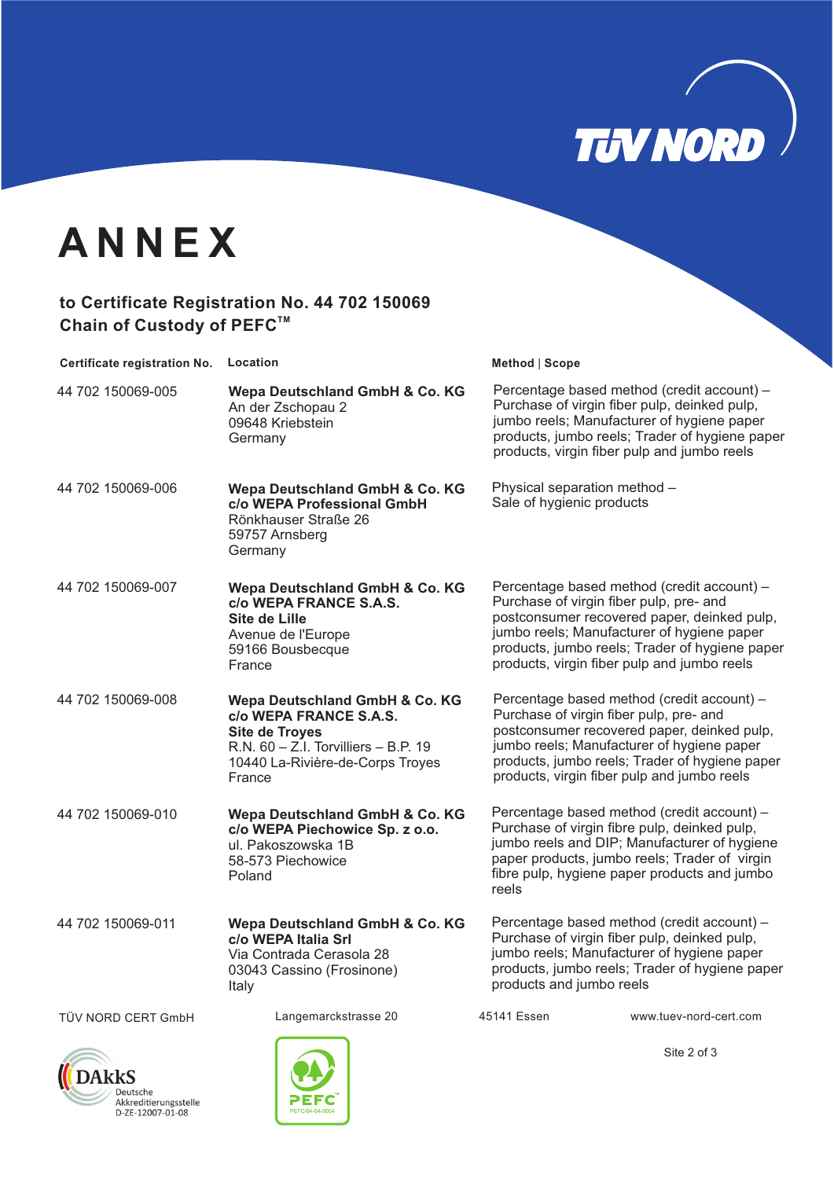# ANNEX

## to Certificate Registration No. 44 702 150069
## Chain of Custody of PEFC™

| Certificate registration No. | Location | Method \| Scope |
|---|---|---|
| 44 702 150069-005 | **Wepa Deutschland GmbH & Co. KG**<br>An der Zschopau 2<br>09648 Kriebstein<br>Germany | Percentage based method (credit account) – Purchase of virgin fiber pulp, deinked pulp, jumbo reels; Manufacturer of hygiene paper products, jumbo reels; Trader of hygiene paper products, virgin fiber pulp and jumbo reels |
| 44 702 150069-006 | **Wepa Deutschland GmbH & Co. KG**<br>**c/o WEPA Professional GmbH**<br>Rönkhauser Straße 26<br>59757 Arnsberg<br>Germany | Physical separation method – Sale of hygienic products |
| 44 702 150069-007 | **Wepa Deutschland GmbH & Co. KG**<br>**c/o WEPA FRANCE S.A.S.**<br>**Site de Lille**<br>Avenue de l'Europe<br>59166 Bousbecque<br>France | Percentage based method (credit account) – Purchase of virgin fiber pulp, pre- and postconsumer recovered paper, deinked pulp, jumbo reels; Manufacturer of hygiene paper products, jumbo reels; Trader of hygiene paper products, virgin fiber pulp and jumbo reels |
| 44 702 150069-008 | **Wepa Deutschland GmbH & Co. KG**<br>**c/o WEPA FRANCE S.A.S.**<br>**Site de Troyes**<br>R.N. 60 – Z.I. Torvilliers – B.P. 19<br>10440 La-Rivière-de-Corps Troyes<br>France | Percentage based method (credit account) – Purchase of virgin fiber pulp, pre- and postconsumer recovered paper, deinked pulp, jumbo reels; Manufacturer of hygiene paper products, jumbo reels; Trader of hygiene paper products, virgin fiber pulp and jumbo reels |
| 44 702 150069-010 | **Wepa Deutschland GmbH & Co. KG**<br>**c/o WEPA Piechowice Sp. z o.o.**<br>ul. Pakoszowska 1B<br>58-573 Piechowice<br>Poland | Percentage based method (credit account) – Purchase of virgin fibre pulp, deinked pulp, jumbo reels and DIP; Manufacturer of hygiene paper products, jumbo reels; Trader of virgin fibre pulp, hygiene paper products and jumbo reels |
| 44 702 150069-011 | **Wepa Deutschland GmbH & Co. KG**<br>**c/o WEPA Italia Srl**<br>Via Contrada Cerasola 28<br>03043 Cassino (Frosinone)<br>Italy | Percentage based method (credit account) – Purchase of virgin fiber pulp, deinked pulp, jumbo reels; Manufacturer of hygiene paper products, jumbo reels; Trader of hygiene paper products and jumbo reels |

TÜV NORD CERT GmbH  Langemarckstrasse 20  45141 Essen  www.tuev-nord-cert.com

DAkkS Deutsche Akkreditierungsstelle D-ZE-12007-01-08

PEFC/04-04-0004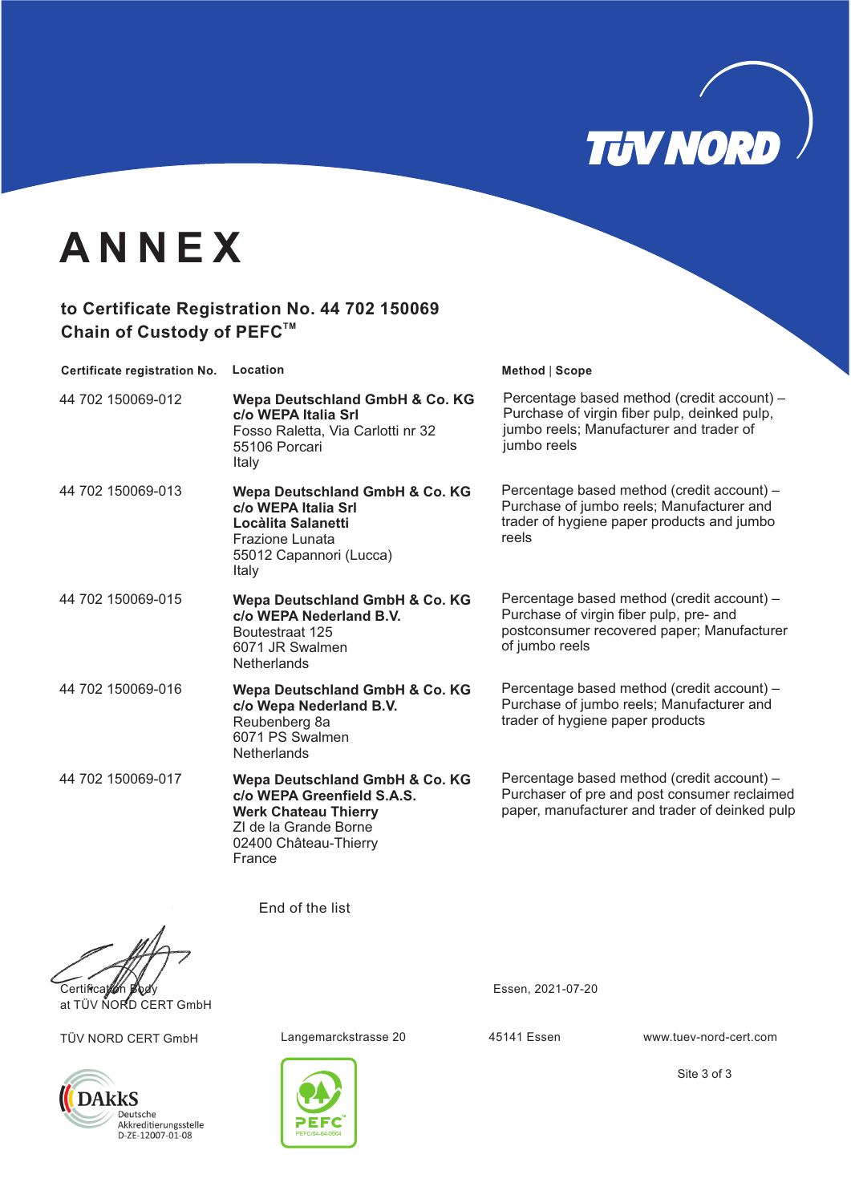# ANNEX

## to Certificate Registration No. 44 702 150069
## Chain of Custody of PEFC™

| Certificate registration No. | Location | Method \| Scope |
|---|---|---|
| 44 702 150069-012 | **Wepa Deutschland GmbH & Co. KG**<br>**c/o WEPA Italia Srl**<br>Fosso Raletta, Via Carlotti nr 32<br>55106 Porcari<br>Italy | Percentage based method (credit account) – Purchase of virgin fiber pulp, deinked pulp, jumbo reels; Manufacturer and trader of jumbo reels |
| 44 702 150069-013 | **Wepa Deutschland GmbH & Co. KG**<br>**c/o WEPA Italia Srl**<br>**Locàlita Salanetti**<br>Frazione Lunata<br>55012 Capannori (Lucca)<br>Italy | Percentage based method (credit account) – Purchase of jumbo reels; Manufacturer and trader of hygiene paper products and jumbo reels |
| 44 702 150069-015 | **Wepa Deutschland GmbH & Co. KG**<br>**c/o WEPA Nederland B.V.**<br>Boutestraat 125<br>6071 JR Swalmen<br>Netherlands | Percentage based method (credit account) – Purchase of virgin fiber pulp, pre- and postconsumer recovered paper; Manufacturer of jumbo reels |
| 44 702 150069-016 | **Wepa Deutschland GmbH & Co. KG**<br>**c/o Wepa Nederland B.V.**<br>Reubenberg 8a<br>6071 PS Swalmen<br>Netherlands | Percentage based method (credit account) – Purchase of jumbo reels; Manufacturer and trader of hygiene paper products |
| 44 702 150069-017 | **Wepa Deutschland GmbH & Co. KG**<br>**c/o WEPA Greenfield S.A.S.**<br>**Werk Chateau Thierry**<br>ZI de la Grande Borne<br>02400 Château-Thierry<br>France | Percentage based method (credit account) – Purchaser of pre and post consumer reclaimed paper, manufacturer and trader of deinked pulp |

End of the list

Certification Body
at TÜV NORD CERT GmbH

Essen, 2021-07-20

TÜV NORD CERT GmbH    Langemarckstrasse 20    45141 Essen    www.tuev-nord-cert.com

DAkkS Deutsche Akkreditierungsstelle D-ZE-12007-01-08

PEFC/04-44-0004